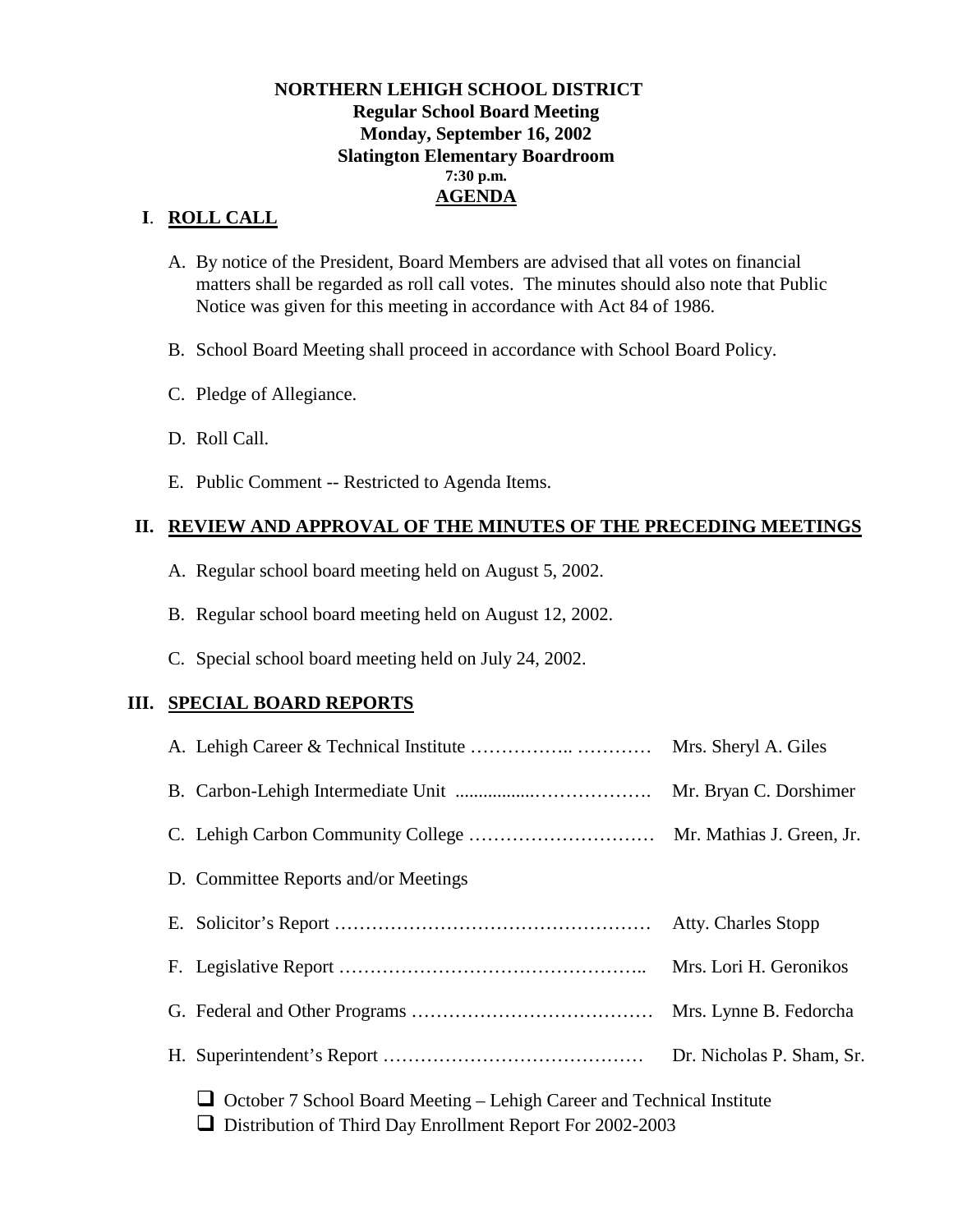**NORTHERN LEHIGH SCHOOL DISTRICT**
**Regular School Board Meeting**
**Monday, September 16, 2002**
**Slatington Elementary Boardroom**
**7:30 p.m.**
**AGENDA**

## I. ROLL CALL

A. By notice of the President, Board Members are advised that all votes on financial matters shall be regarded as roll call votes. The minutes should also note that Public Notice was given for this meeting in accordance with Act 84 of 1986.

B. School Board Meeting shall proceed in accordance with School Board Policy.

C. Pledge of Allegiance.

D. Roll Call.

E. Public Comment -- Restricted to Agenda Items.

## II. REVIEW AND APPROVAL OF THE MINUTES OF THE PRECEDING MEETINGS

A. Regular school board meeting held on August 5, 2002.

B. Regular school board meeting held on August 12, 2002.

C. Special school board meeting held on July 24, 2002.

## III. SPECIAL BOARD REPORTS

A. Lehigh Career & Technical Institute …………….. ………… Mrs. Sheryl A. Giles

B. Carbon-Lehigh Intermediate Unit ................………………. Mr. Bryan C. Dorshimer

C. Lehigh Carbon Community College ………………………… Mr. Mathias J. Green, Jr.

D. Committee Reports and/or Meetings

E. Solicitor's Report …………………………………………… Atty. Charles Stopp

F. Legislative Report ……………………………………….. Mrs. Lori H. Geronikos

G. Federal and Other Programs ………………………………… Mrs. Lynne B. Fedorcha

H. Superintendent's Report …………………………………… Dr. Nicholas P. Sham, Sr.

- October 7 School Board Meeting – Lehigh Career and Technical Institute
- Distribution of Third Day Enrollment Report For 2002-2003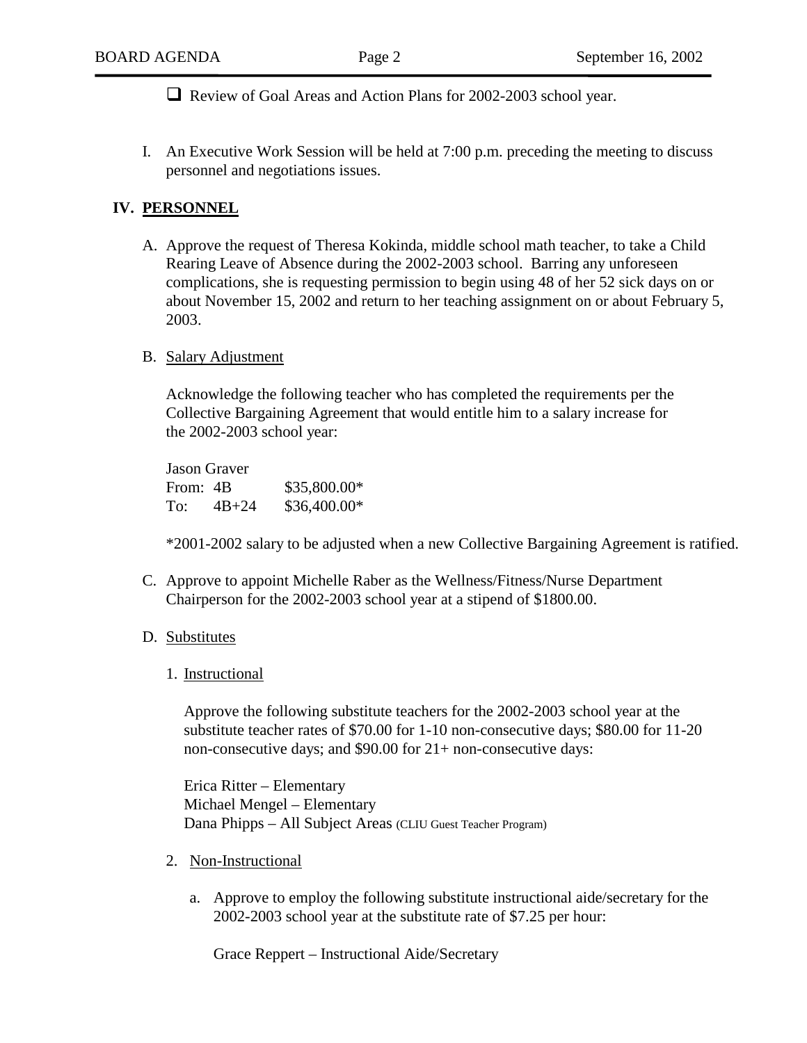- [ ] Review of Goal Areas and Action Plans for 2002-2003 school year.

I. An Executive Work Session will be held at 7:00 p.m. preceding the meeting to discuss personnel and negotiations issues.

## IV. PERSONNEL

A. Approve the request of Theresa Kokinda, middle school math teacher, to take a Child Rearing Leave of Absence during the 2002-2003 school. Barring any unforeseen complications, she is requesting permission to begin using 48 of her 52 sick days on or about November 15, 2002 and return to her teaching assignment on or about February 5, 2003.

B. Salary Adjustment

Acknowledge the following teacher who has completed the requirements per the Collective Bargaining Agreement that would entitle him to a salary increase for the 2002-2003 school year:

Jason Graver

| | | |
|---|---|---|
| From: | 4B | $35,800.00* |
| To: | 4B+24 | $36,400.00* |

*2001-2002 salary to be adjusted when a new Collective Bargaining Agreement is ratified.

C. Approve to appoint Michelle Raber as the Wellness/Fitness/Nurse Department Chairperson for the 2002-2003 school year at a stipend of $1800.00.

D. Substitutes

1. Instructional

Approve the following substitute teachers for the 2002-2003 school year at the substitute teacher rates of $70.00 for 1-10 non-consecutive days; $80.00 for 11-20 non-consecutive days; and $90.00 for 21+ non-consecutive days:

Erica Ritter – Elementary
Michael Mengel – Elementary
Dana Phipps – All Subject Areas (CLIU Guest Teacher Program)

2. Non-Instructional

a. Approve to employ the following substitute instructional aide/secretary for the 2002-2003 school year at the substitute rate of $7.25 per hour:

Grace Reppert – Instructional Aide/Secretary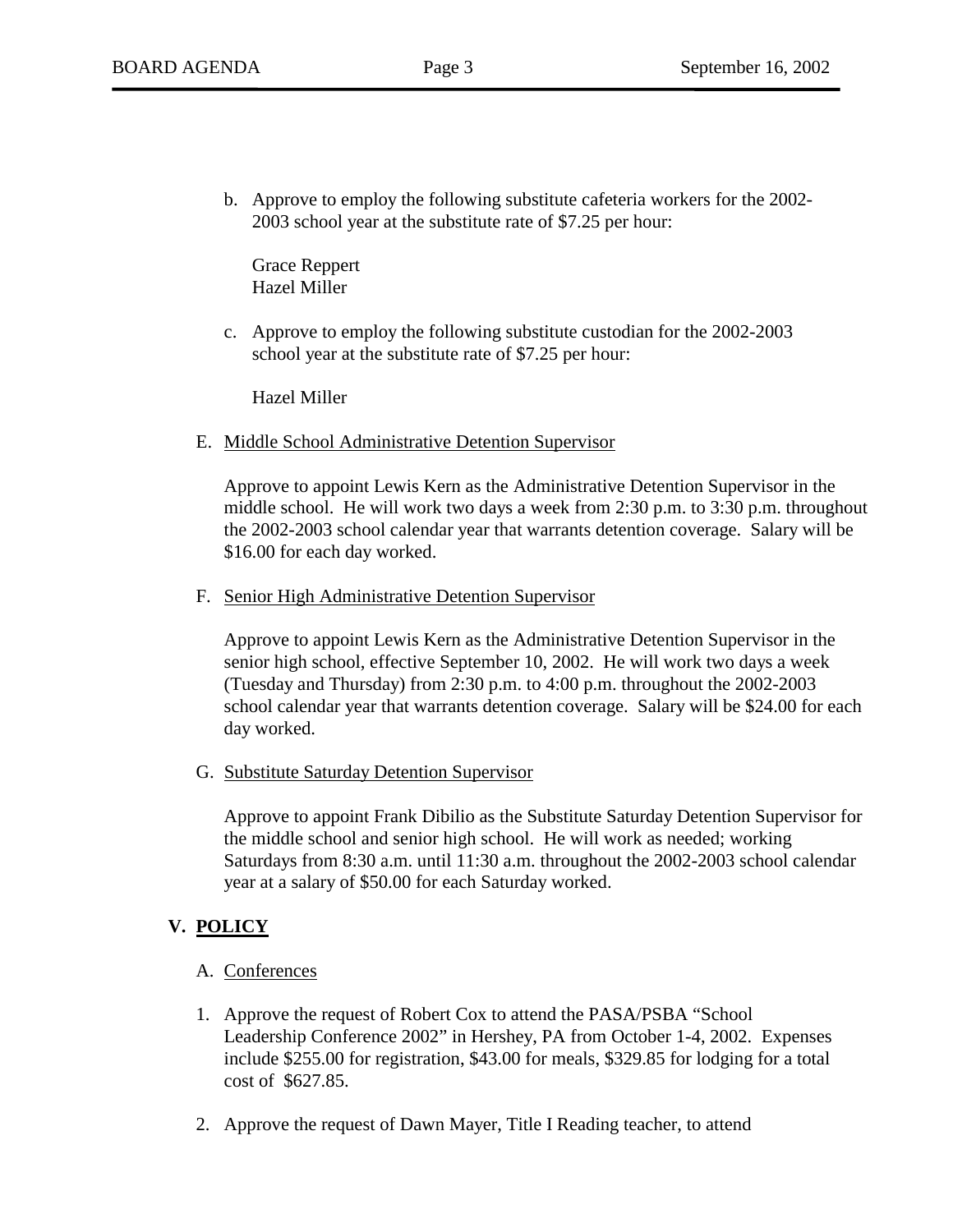b. Approve to employ the following substitute cafeteria workers for the 2002-2003 school year at the substitute rate of $7.25 per hour:

   Grace Reppert
   Hazel Miller

c. Approve to employ the following substitute custodian for the 2002-2003 school year at the substitute rate of $7.25 per hour:

   Hazel Miller

E. <u>Middle School Administrative Detention Supervisor</u>

   Approve to appoint Lewis Kern as the Administrative Detention Supervisor in the middle school. He will work two days a week from 2:30 p.m. to 3:30 p.m. throughout the 2002-2003 school calendar year that warrants detention coverage. Salary will be $16.00 for each day worked.

F. <u>Senior High Administrative Detention Supervisor</u>

   Approve to appoint Lewis Kern as the Administrative Detention Supervisor in the senior high school, effective September 10, 2002. He will work two days a week (Tuesday and Thursday) from 2:30 p.m. to 4:00 p.m. throughout the 2002-2003 school calendar year that warrants detention coverage. Salary will be $24.00 for each day worked.

G. <u>Substitute Saturday Detention Supervisor</u>

   Approve to appoint Frank Dibilio as the Substitute Saturday Detention Supervisor for the middle school and senior high school. He will work as needed; working Saturdays from 8:30 a.m. until 11:30 a.m. throughout the 2002-2003 school calendar year at a salary of $50.00 for each Saturday worked.

## V. <u>POLICY</u>

A. <u>Conferences</u>

1. Approve the request of Robert Cox to attend the PASA/PSBA "School Leadership Conference 2002" in Hershey, PA from October 1-4, 2002. Expenses include $255.00 for registration, $43.00 for meals, $329.85 for lodging for a total cost of $627.85.

2. Approve the request of Dawn Mayer, Title I Reading teacher, to attend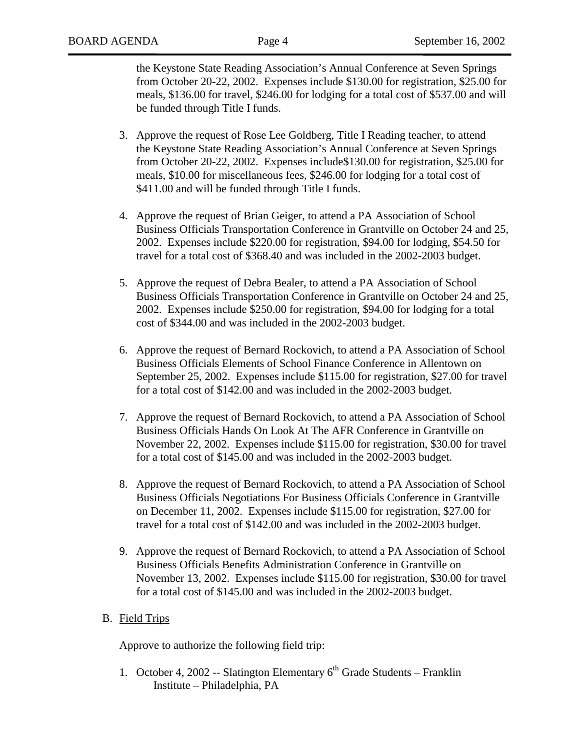the Keystone State Reading Association's Annual Conference at Seven Springs from October 20-22, 2002. Expenses include $130.00 for registration, $25.00 for meals, $136.00 for travel, $246.00 for lodging for a total cost of $537.00 and will be funded through Title I funds.

3. Approve the request of Rose Lee Goldberg, Title I Reading teacher, to attend the Keystone State Reading Association's Annual Conference at Seven Springs from October 20-22, 2002. Expenses include$130.00 for registration, $25.00 for meals, $10.00 for miscellaneous fees, $246.00 for lodging for a total cost of $411.00 and will be funded through Title I funds.

4. Approve the request of Brian Geiger, to attend a PA Association of School Business Officials Transportation Conference in Grantville on October 24 and 25, 2002. Expenses include $220.00 for registration, $94.00 for lodging, $54.50 for travel for a total cost of $368.40 and was included in the 2002-2003 budget.

5. Approve the request of Debra Bealer, to attend a PA Association of School Business Officials Transportation Conference in Grantville on October 24 and 25, 2002. Expenses include $250.00 for registration, $94.00 for lodging for a total cost of $344.00 and was included in the 2002-2003 budget.

6. Approve the request of Bernard Rockovich, to attend a PA Association of School Business Officials Elements of School Finance Conference in Allentown on September 25, 2002. Expenses include $115.00 for registration, $27.00 for travel for a total cost of $142.00 and was included in the 2002-2003 budget.

7. Approve the request of Bernard Rockovich, to attend a PA Association of School Business Officials Hands On Look At The AFR Conference in Grantville on November 22, 2002. Expenses include $115.00 for registration, $30.00 for travel for a total cost of $145.00 and was included in the 2002-2003 budget.

8. Approve the request of Bernard Rockovich, to attend a PA Association of School Business Officials Negotiations For Business Officials Conference in Grantville on December 11, 2002. Expenses include $115.00 for registration, $27.00 for travel for a total cost of $142.00 and was included in the 2002-2003 budget.

9. Approve the request of Bernard Rockovich, to attend a PA Association of School Business Officials Benefits Administration Conference in Grantville on November 13, 2002. Expenses include $115.00 for registration, $30.00 for travel for a total cost of $145.00 and was included in the 2002-2003 budget.

B. Field Trips

Approve to authorize the following field trip:

1. October 4, 2002 -- Slatington Elementary 6th Grade Students – Franklin Institute – Philadelphia, PA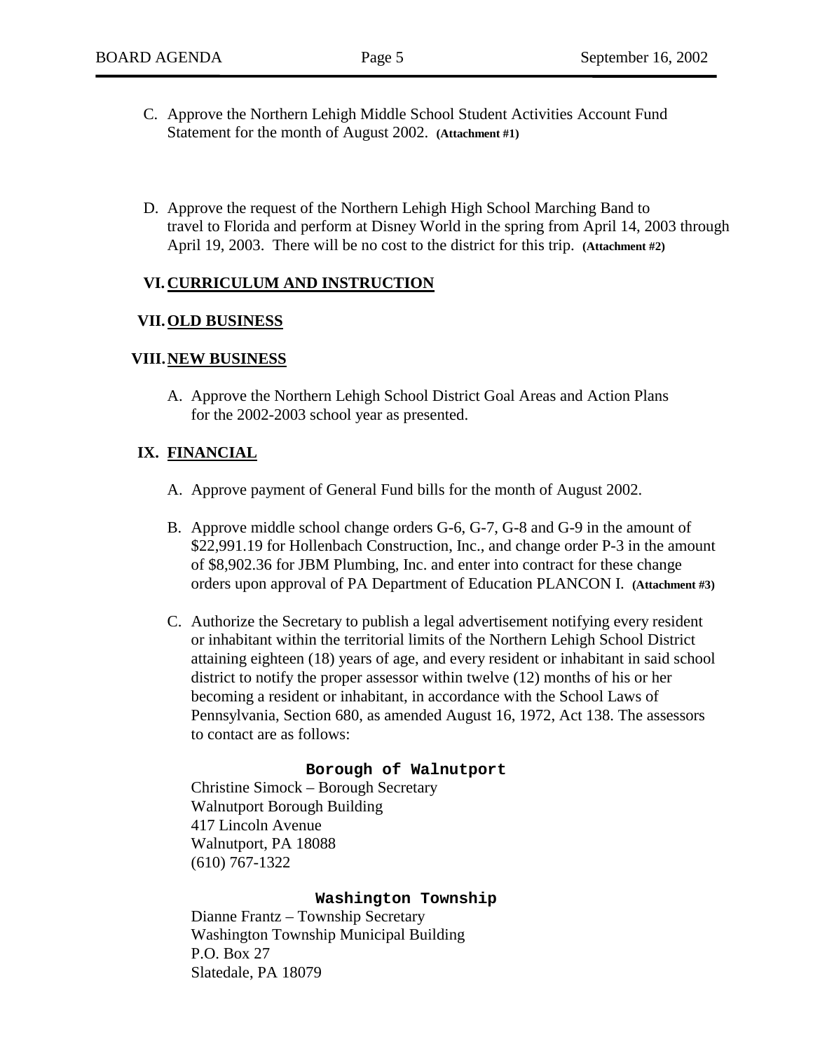C. Approve the Northern Lehigh Middle School Student Activities Account Fund Statement for the month of August 2002. **(Attachment #1)**

D. Approve the request of the Northern Lehigh High School Marching Band to travel to Florida and perform at Disney World in the spring from April 14, 2003 through April 19, 2003. There will be no cost to the district for this trip. **(Attachment #2)**

## VI. CURRICULUM AND INSTRUCTION

## VII. OLD BUSINESS

## VIII. NEW BUSINESS

A. Approve the Northern Lehigh School District Goal Areas and Action Plans for the 2002-2003 school year as presented.

## IX. FINANCIAL

A. Approve payment of General Fund bills for the month of August 2002.

B. Approve middle school change orders G-6, G-7, G-8 and G-9 in the amount of $22,991.19 for Hollenbach Construction, Inc., and change order P-3 in the amount of $8,902.36 for JBM Plumbing, Inc. and enter into contract for these change orders upon approval of PA Department of Education PLANCON I. **(Attachment #3)**

C. Authorize the Secretary to publish a legal advertisement notifying every resident or inhabitant within the territorial limits of the Northern Lehigh School District attaining eighteen (18) years of age, and every resident or inhabitant in said school district to notify the proper assessor within twelve (12) months of his or her becoming a resident or inhabitant, in accordance with the School Laws of Pennsylvania, Section 680, as amended August 16, 1972, Act 138. The assessors to contact are as follows:

**Borough of Walnutport**

Christine Simock – Borough Secretary
Walnutport Borough Building
417 Lincoln Avenue
Walnutport, PA 18088
(610) 767-1322

**Washington Township**

Dianne Frantz – Township Secretary
Washington Township Municipal Building
P.O. Box 27
Slatedale, PA 18079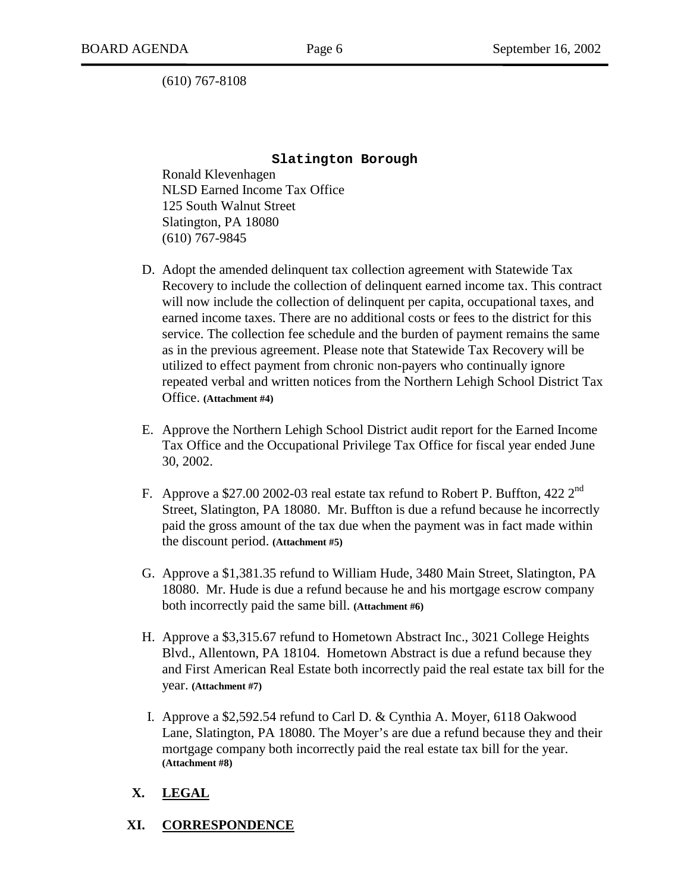(610) 767-8108

**Slatington Borough**

Ronald Klevenhagen
NLSD Earned Income Tax Office
125 South Walnut Street
Slatington, PA 18080
(610) 767-9845

D. Adopt the amended delinquent tax collection agreement with Statewide Tax Recovery to include the collection of delinquent earned income tax. This contract will now include the collection of delinquent per capita, occupational taxes, and earned income taxes. There are no additional costs or fees to the district for this service. The collection fee schedule and the burden of payment remains the same as in the previous agreement. Please note that Statewide Tax Recovery will be utilized to effect payment from chronic non-payers who continually ignore repeated verbal and written notices from the Northern Lehigh School District Tax Office. **(Attachment #4)**

E. Approve the Northern Lehigh School District audit report for the Earned Income Tax Office and the Occupational Privilege Tax Office for fiscal year ended June 30, 2002.

F. Approve a $27.00 2002-03 real estate tax refund to Robert P. Buffton, 422 2nd Street, Slatington, PA 18080. Mr. Buffton is due a refund because he incorrectly paid the gross amount of the tax due when the payment was in fact made within the discount period. **(Attachment #5)**

G. Approve a $1,381.35 refund to William Hude, 3480 Main Street, Slatington, PA 18080. Mr. Hude is due a refund because he and his mortgage escrow company both incorrectly paid the same bill. **(Attachment #6)**

H. Approve a $3,315.67 refund to Hometown Abstract Inc., 3021 College Heights Blvd., Allentown, PA 18104. Hometown Abstract is due a refund because they and First American Real Estate both incorrectly paid the real estate tax bill for the year. **(Attachment #7)**

I. Approve a $2,592.54 refund to Carl D. & Cynthia A. Moyer, 6118 Oakwood Lane, Slatington, PA 18080. The Moyer's are due a refund because they and their mortgage company both incorrectly paid the real estate tax bill for the year. **(Attachment #8)**

## X. LEGAL

## XI. CORRESPONDENCE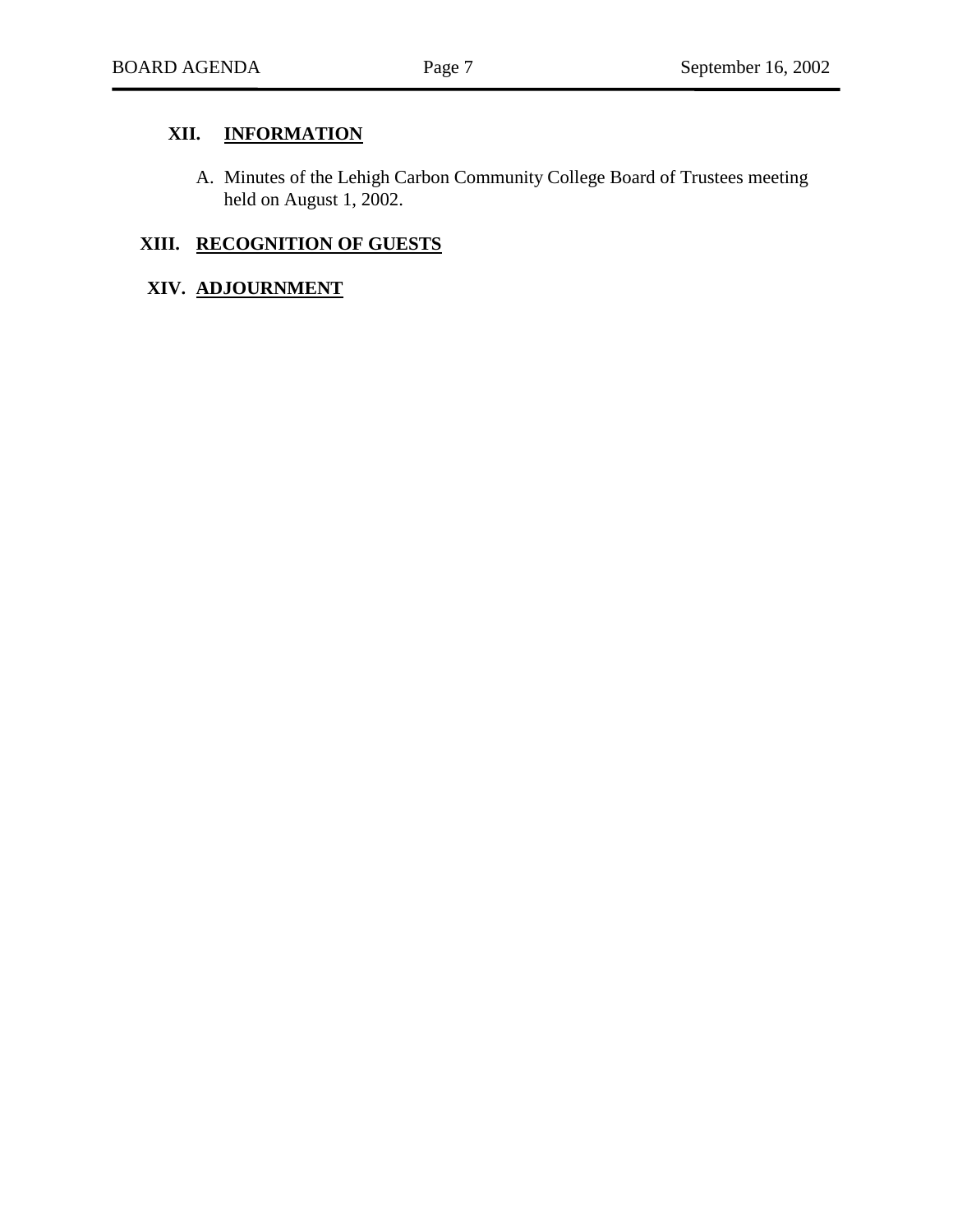## XII. INFORMATION

A. Minutes of the Lehigh Carbon Community College Board of Trustees meeting held on August 1, 2002.

## XIII. RECOGNITION OF GUESTS

## XIV. ADJOURNMENT